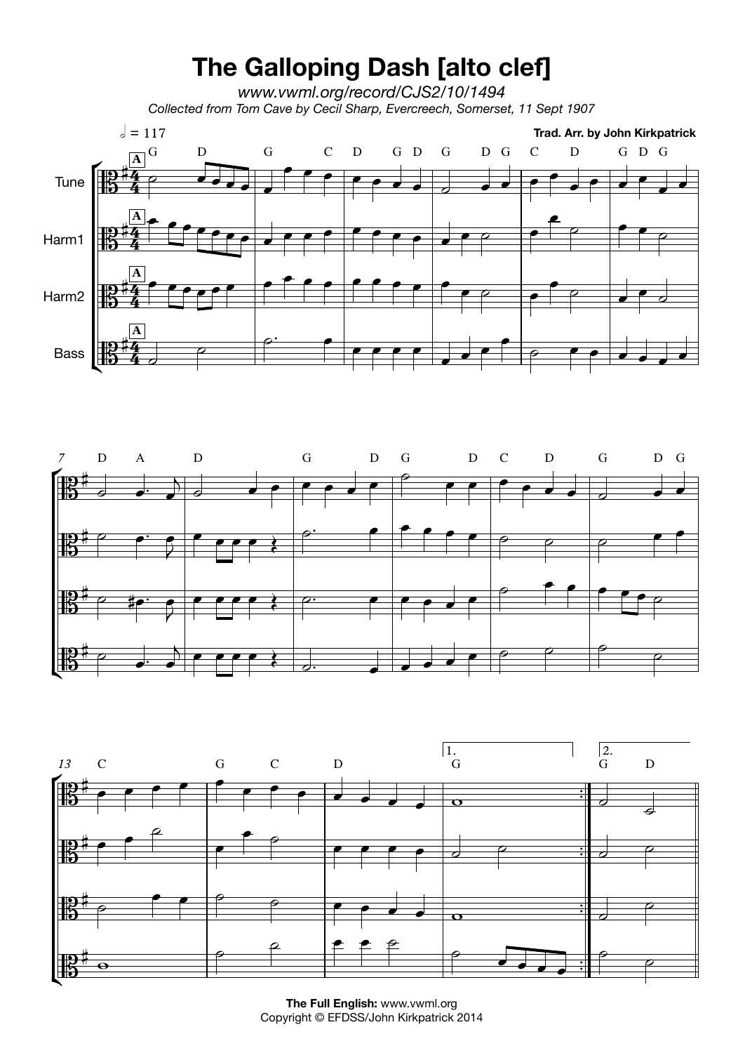# The Galloping Dash [alto clef]

*www.vwml.org/record/CJS2/10/1494*

*Collected from Tom Cave by Cecil Sharp, Evercreech, Somerset, 11 Sept 1907*

**Trad. Arr. by John Kirkpatrick**

**The Full English:** www.vwml.org
Copyright © EFDSS/John Kirkpatrick 2014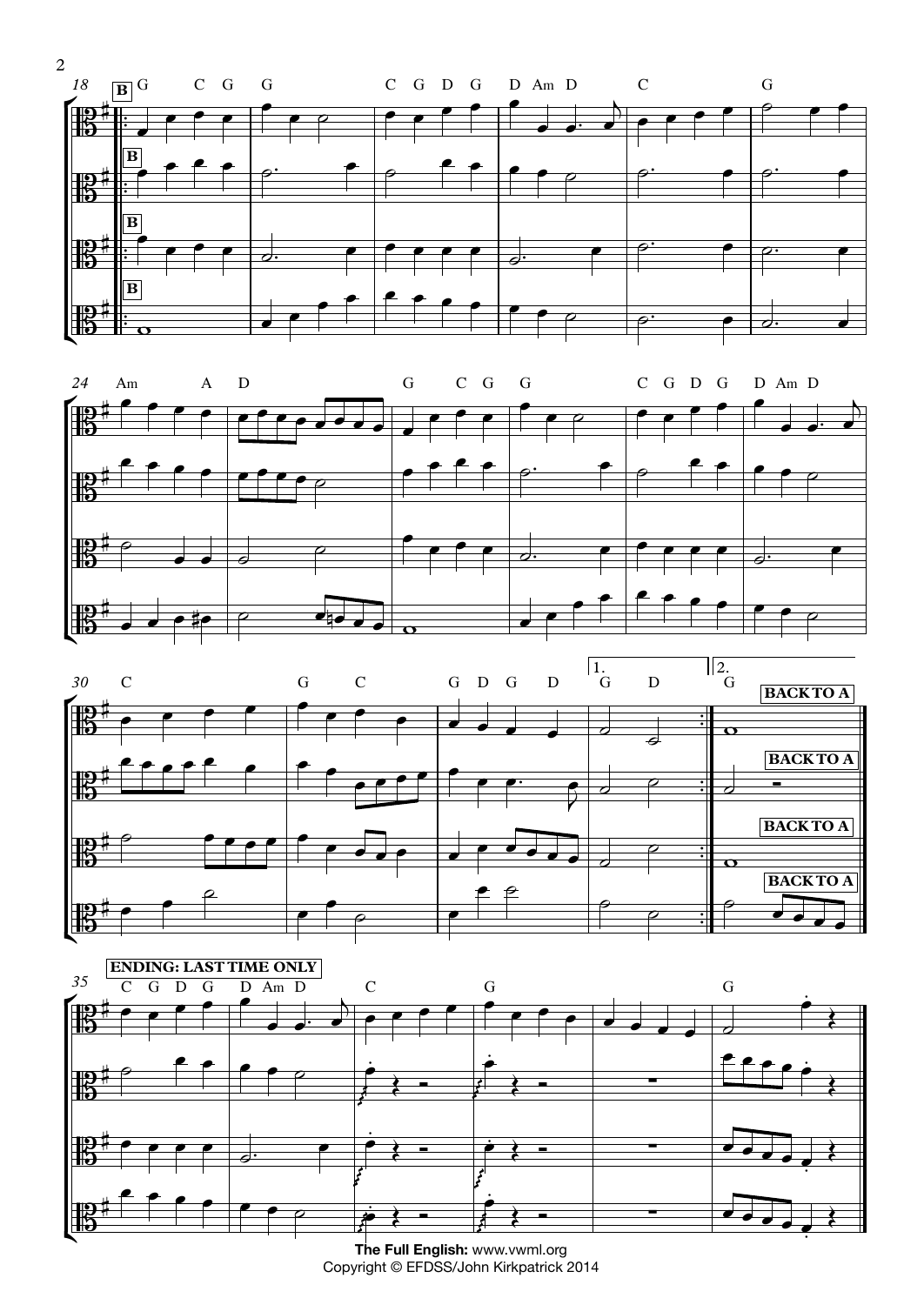**BACK TO A**

**ENDING: LAST TIME ONLY**

**The Full English:** www.vwml.org
Copyright © EFDSS/John Kirkpatrick 2014